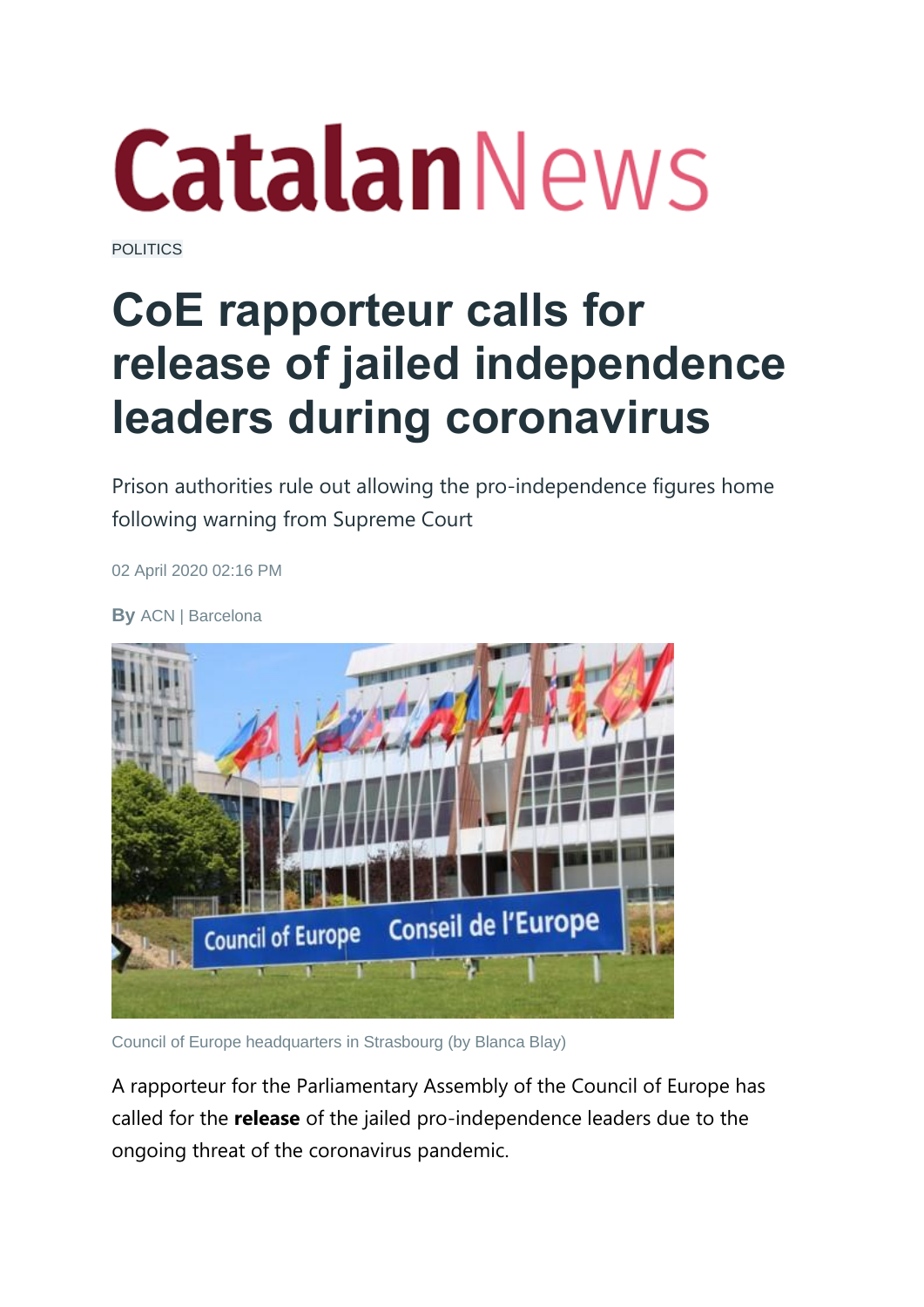CatalanNews

POLITICS

# CoE rapporteur calls for release of jailed independence leaders during coronavirus

Prison authorities rule out allowing the pro-independence figures home following warning from Supreme Court

02 April 2020 02:16 PM

**By** ACN | Barcelona

Council of Europe headquarters in Strasbourg (by Blanca Blay)

A rapporteur for the Parliamentary Assembly of the Council of Europe has called for the **release** of the jailed pro-independence leaders due to the ongoing threat of the coronavirus pandemic.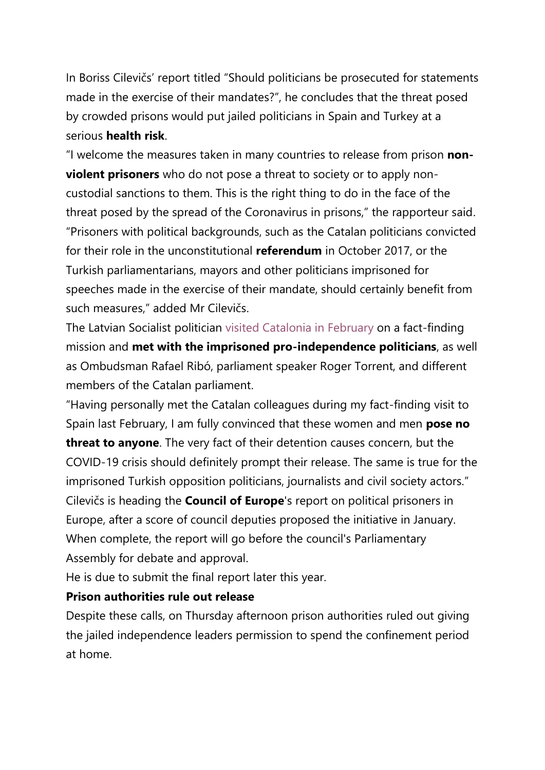In Boriss Cilevičs' report titled "Should politicians be prosecuted for statements made in the exercise of their mandates?", he concludes that the threat posed by crowded prisons would put jailed politicians in Spain and Turkey at a serious **health risk**.

"I welcome the measures taken in many countries to release from prison **non-violent prisoners** who do not pose a threat to society or to apply non-custodial sanctions to them. This is the right thing to do in the face of the threat posed by the spread of the Coronavirus in prisons," the rapporteur said.

"Prisoners with political backgrounds, such as the Catalan politicians convicted for their role in the unconstitutional **referendum** in October 2017, or the Turkish parliamentarians, mayors and other politicians imprisoned for speeches made in the exercise of their mandate, should certainly benefit from such measures," added Mr Cilevičs.

The Latvian Socialist politician visited Catalonia in February on a fact-finding mission and **met with the imprisoned pro-independence politicians**, as well as Ombudsman Rafael Ribó, parliament speaker Roger Torrent, and different members of the Catalan parliament.

"Having personally met the Catalan colleagues during my fact-finding visit to Spain last February, I am fully convinced that these women and men **pose no threat to anyone**. The very fact of their detention causes concern, but the COVID-19 crisis should definitely prompt their release. The same is true for the imprisoned Turkish opposition politicians, journalists and civil society actors."

Cilevičs is heading the **Council of Europe**'s report on political prisoners in Europe, after a score of council deputies proposed the initiative in January. When complete, the report will go before the council's Parliamentary Assembly for debate and approval.

He is due to submit the final report later this year.

**Prison authorities rule out release**

Despite these calls, on Thursday afternoon prison authorities ruled out giving the jailed independence leaders permission to spend the confinement period at home.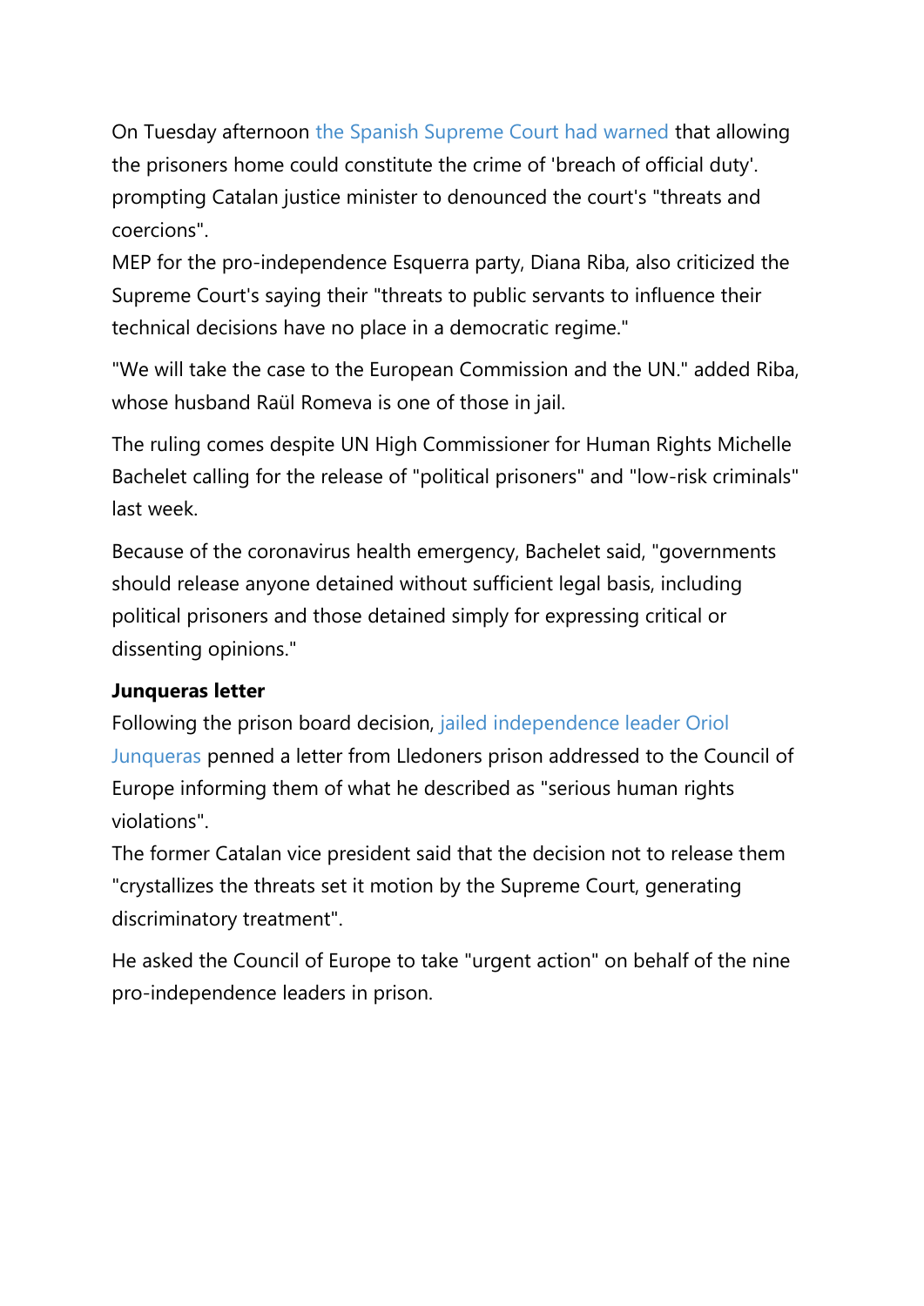On Tuesday afternoon the Spanish Supreme Court had warned that allowing the prisoners home could constitute the crime of 'breach of official duty'. prompting Catalan justice minister to denounced the court's "threats and coercions".
MEP for the pro-independence Esquerra party, Diana Riba, also criticized the Supreme Court's saying their "threats to public servants to influence their technical decisions have no place in a democratic regime."

"We will take the case to the European Commission and the UN." added Riba, whose husband Raül Romeva is one of those in jail.

The ruling comes despite UN High Commissioner for Human Rights Michelle Bachelet calling for the release of "political prisoners" and "low-risk criminals" last week.

Because of the coronavirus health emergency, Bachelet said, "governments should release anyone detained without sufficient legal basis, including political prisoners and those detained simply for expressing critical or dissenting opinions."

**Junqueras letter**

Following the prison board decision, jailed independence leader Oriol Junqueras penned a letter from Lledoners prison addressed to the Council of Europe informing them of what he described as "serious human rights violations".
The former Catalan vice president said that the decision not to release them "crystallizes the threats set it motion by the Supreme Court, generating discriminatory treatment".

He asked the Council of Europe to take "urgent action" on behalf of the nine pro-independence leaders in prison.